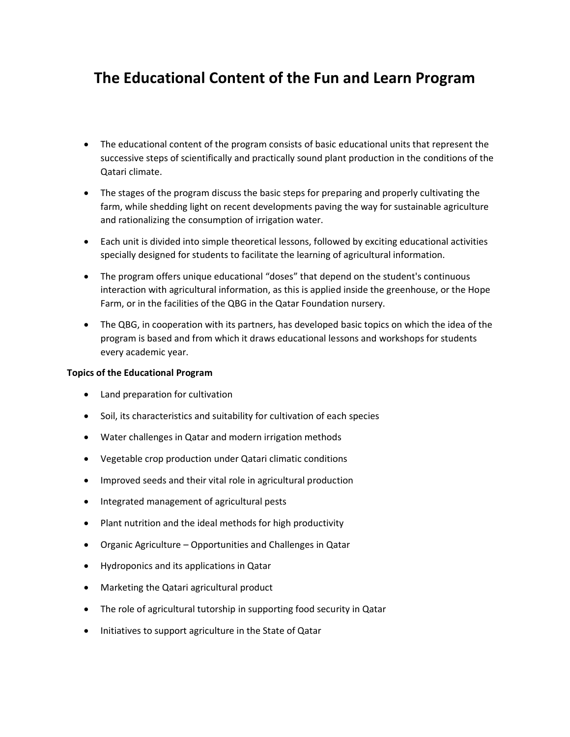# The Educational Content of the Fun and Learn Program

- The educational content of the program consists of basic educational units that represent the successive steps of scientifically and practically sound plant production in the conditions of the Qatari climate.
- The stages of the program discuss the basic steps for preparing and properly cultivating the farm, while shedding light on recent developments paving the way for sustainable agriculture and rationalizing the consumption of irrigation water.
- Each unit is divided into simple theoretical lessons, followed by exciting educational activities specially designed for students to facilitate the learning of agricultural information.
- The program offers unique educational "doses" that depend on the student's continuous interaction with agricultural information, as this is applied inside the greenhouse, or the Hope Farm, or in the facilities of the QBG in the Qatar Foundation nursery.
- The QBG, in cooperation with its partners, has developed basic topics on which the idea of the program is based and from which it draws educational lessons and workshops for students every academic year.

**Topics of the Educational Program**

- Land preparation for cultivation
- Soil, its characteristics and suitability for cultivation of each species
- Water challenges in Qatar and modern irrigation methods
- Vegetable crop production under Qatari climatic conditions
- Improved seeds and their vital role in agricultural production
- Integrated management of agricultural pests
- Plant nutrition and the ideal methods for high productivity
- Organic Agriculture – Opportunities and Challenges in Qatar
- Hydroponics and its applications in Qatar
- Marketing the Qatari agricultural product
- The role of agricultural tutorship in supporting food security in Qatar
- Initiatives to support agriculture in the State of Qatar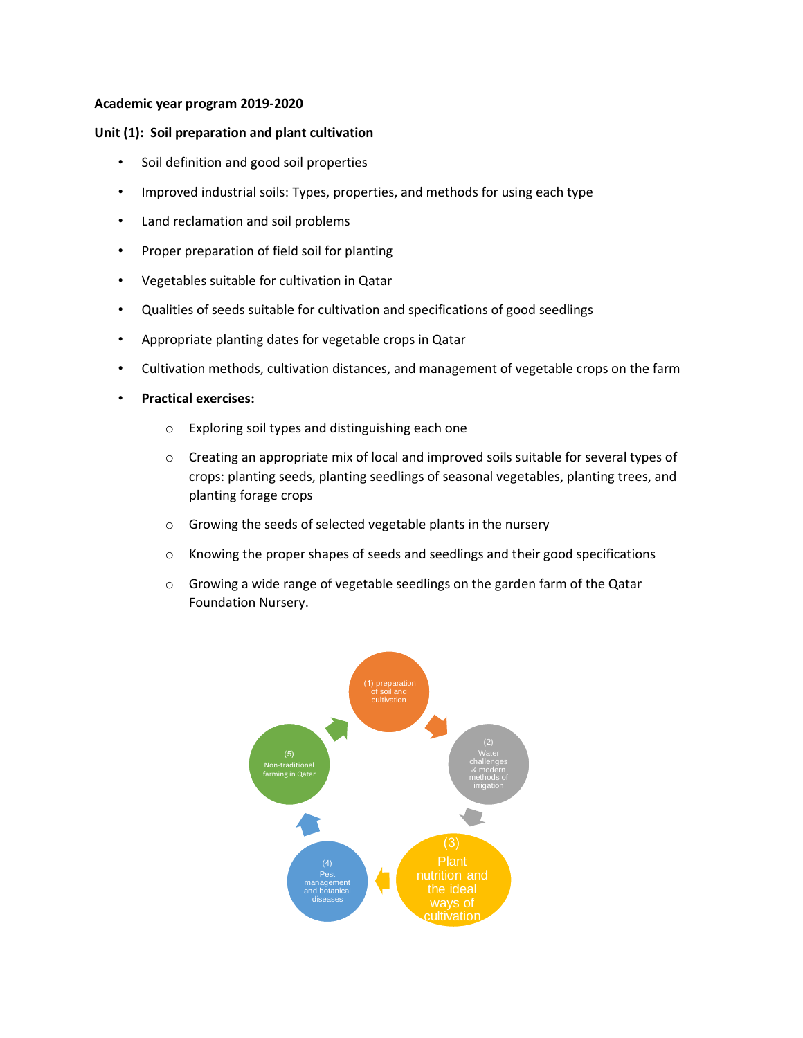**Academic year program 2019-2020**

**Unit (1): Soil preparation and plant cultivation**

- Soil definition and good soil properties
- Improved industrial soils: Types, properties, and methods for using each type
- Land reclamation and soil problems
- Proper preparation of field soil for planting
- Vegetables suitable for cultivation in Qatar
- Qualities of seeds suitable for cultivation and specifications of good seedlings
- Appropriate planting dates for vegetable crops in Qatar
- Cultivation methods, cultivation distances, and management of vegetable crops on the farm
- **Practical exercises:**
  - Exploring soil types and distinguishing each one
  - Creating an appropriate mix of local and improved soils suitable for several types of crops: planting seeds, planting seedlings of seasonal vegetables, planting trees, and planting forage crops
  - Growing the seeds of selected vegetable plants in the nursery
  - Knowing the proper shapes of seeds and seedlings and their good specifications
  - Growing a wide range of vegetable seedlings on the garden farm of the Qatar Foundation Nursery.

(1) preparation of soil and cultivation

(2) Water challenges & modern methods of irrigation

(3) Plant nutrition and the ideal ways of cultivation

(4) Pest management and botanical diseases

(5) Non-traditional farming in Qatar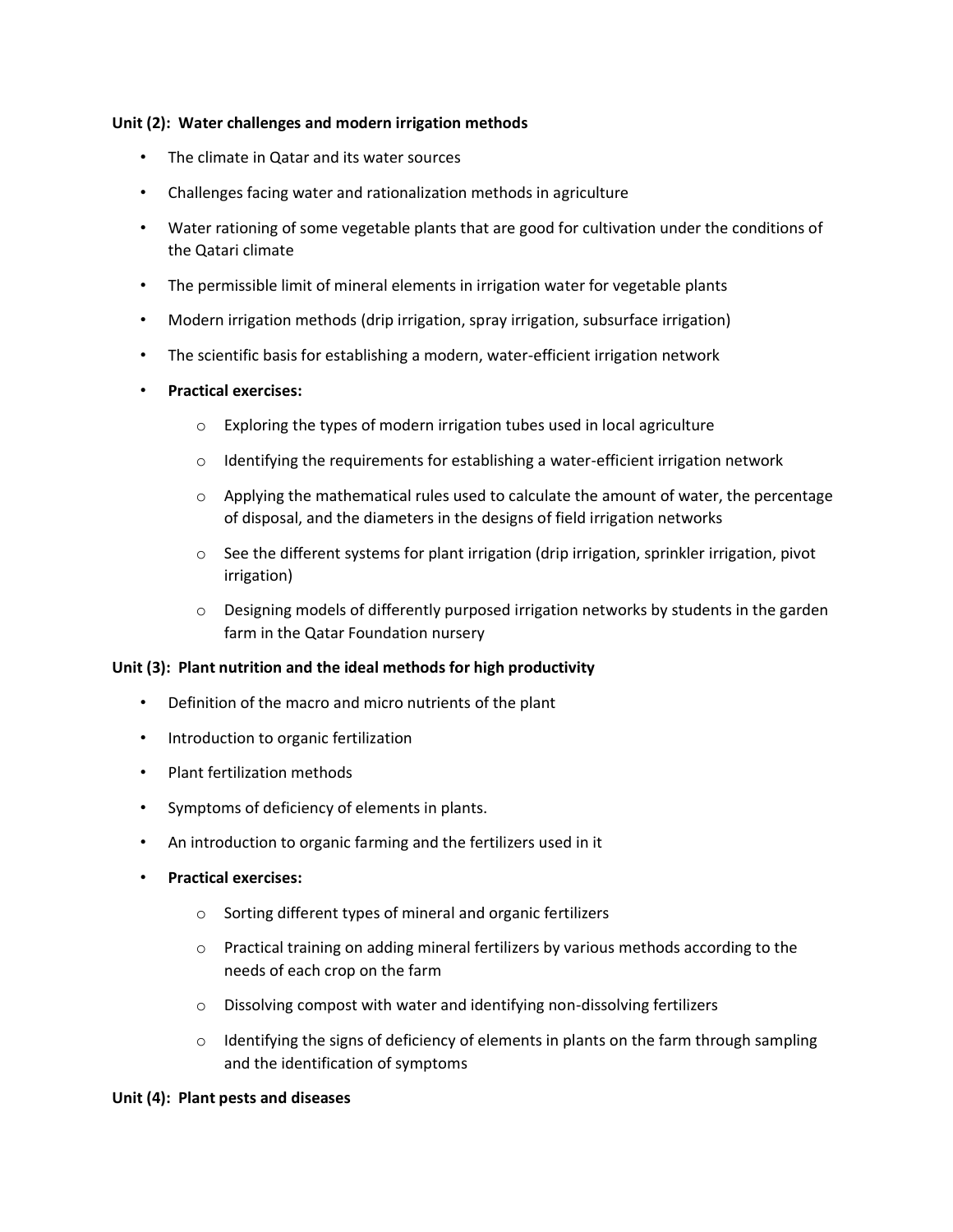**Unit (2): Water challenges and modern irrigation methods**

- The climate in Qatar and its water sources
- Challenges facing water and rationalization methods in agriculture
- Water rationing of some vegetable plants that are good for cultivation under the conditions of the Qatari climate
- The permissible limit of mineral elements in irrigation water for vegetable plants
- Modern irrigation methods (drip irrigation, spray irrigation, subsurface irrigation)
- The scientific basis for establishing a modern, water-efficient irrigation network
- **Practical exercises:**
  - Exploring the types of modern irrigation tubes used in local agriculture
  - Identifying the requirements for establishing a water-efficient irrigation network
  - Applying the mathematical rules used to calculate the amount of water, the percentage of disposal, and the diameters in the designs of field irrigation networks
  - See the different systems for plant irrigation (drip irrigation, sprinkler irrigation, pivot irrigation)
  - Designing models of differently purposed irrigation networks by students in the garden farm in the Qatar Foundation nursery

**Unit (3): Plant nutrition and the ideal methods for high productivity**

- Definition of the macro and micro nutrients of the plant
- Introduction to organic fertilization
- Plant fertilization methods
- Symptoms of deficiency of elements in plants.
- An introduction to organic farming and the fertilizers used in it
- **Practical exercises:**
  - Sorting different types of mineral and organic fertilizers
  - Practical training on adding mineral fertilizers by various methods according to the needs of each crop on the farm
  - Dissolving compost with water and identifying non-dissolving fertilizers
  - Identifying the signs of deficiency of elements in plants on the farm through sampling and the identification of symptoms

**Unit (4): Plant pests and diseases**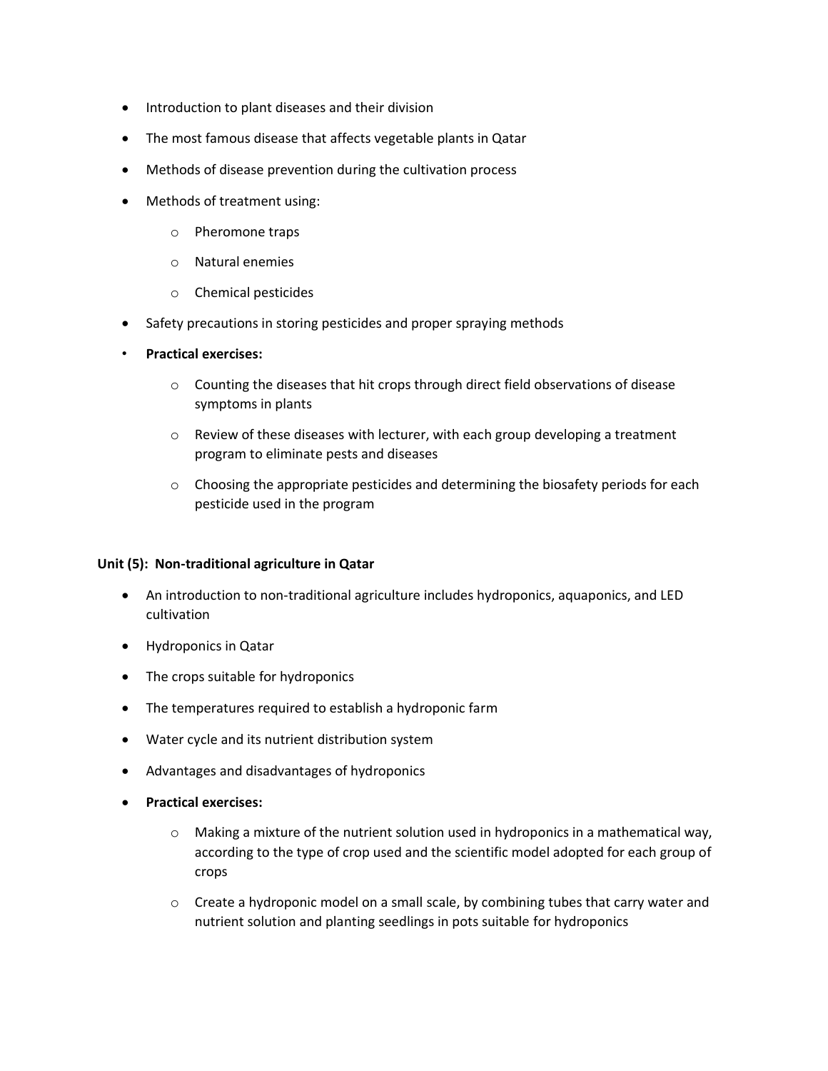- Introduction to plant diseases and their division
- The most famous disease that affects vegetable plants in Qatar
- Methods of disease prevention during the cultivation process
- Methods of treatment using:
  - Pheromone traps
  - Natural enemies
  - Chemical pesticides
- Safety precautions in storing pesticides and proper spraying methods
- **Practical exercises:**
  - Counting the diseases that hit crops through direct field observations of disease symptoms in plants
  - Review of these diseases with lecturer, with each group developing a treatment program to eliminate pests and diseases
  - Choosing the appropriate pesticides and determining the biosafety periods for each pesticide used in the program

**Unit (5): Non-traditional agriculture in Qatar**

- An introduction to non-traditional agriculture includes hydroponics, aquaponics, and LED cultivation
- Hydroponics in Qatar
- The crops suitable for hydroponics
- The temperatures required to establish a hydroponic farm
- Water cycle and its nutrient distribution system
- Advantages and disadvantages of hydroponics
- **Practical exercises:**
  - Making a mixture of the nutrient solution used in hydroponics in a mathematical way, according to the type of crop used and the scientific model adopted for each group of crops
  - Create a hydroponic model on a small scale, by combining tubes that carry water and nutrient solution and planting seedlings in pots suitable for hydroponics